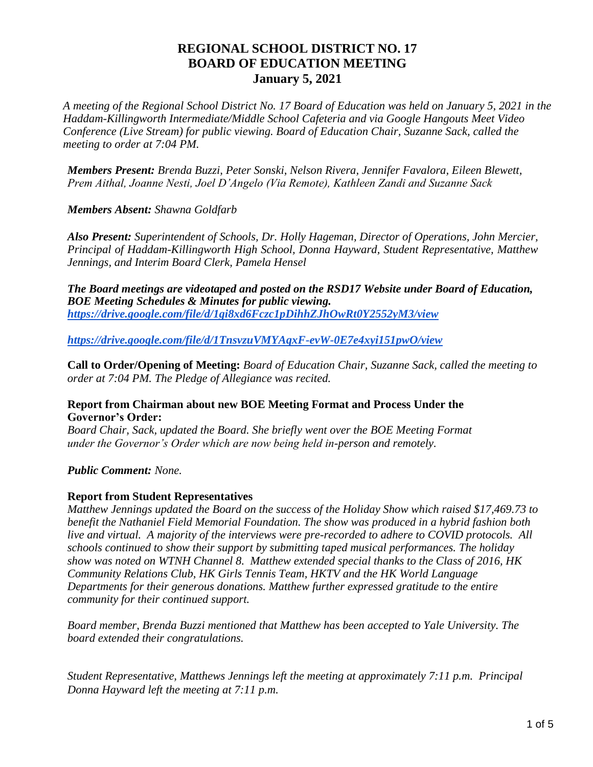# REGIONAL SCHOOL DISTRICT NO. 17
# BOARD OF EDUCATION MEETING
## January 5, 2021

*A meeting of the Regional School District No. 17 Board of Education was held on January 5, 2021 in the Haddam-Killingworth Intermediate/Middle School Cafeteria and via Google Hangouts Meet Video Conference (Live Stream) for public viewing. Board of Education Chair, Suzanne Sack, called the meeting to order at 7:04 PM.*

***Members Present:*** *Brenda Buzzi, Peter Sonski, Nelson Rivera, Jennifer Favalora, Eileen Blewett, Prem Aithal, Joanne Nesti, Joel D'Angelo (Via Remote), Kathleen Zandi and Suzanne Sack*

***Members Absent:*** *Shawna Goldfarb*

***Also Present:*** *Superintendent of Schools, Dr. Holly Hageman, Director of Operations, John Mercier, Principal of Haddam-Killingworth High School, Donna Hayward, Student Representative, Matthew Jennings, and Interim Board Clerk, Pamela Hensel*

***The Board meetings are videotaped and posted on the RSD17 Website under Board of Education, BOE Meeting Schedules & Minutes for public viewing.***
***https://drive.google.com/file/d/1gi8xd6Fczc1pDihhZJhOwRt0Y2552yM3/view***

***https://drive.google.com/file/d/1TnsvzuVMYAqxF-evW-0E7e4xyi151pwO/view***

**Call to Order/Opening of Meeting:** *Board of Education Chair, Suzanne Sack, called the meeting to order at 7:04 PM. The Pledge of Allegiance was recited.*

**Report from Chairman about new BOE Meeting Format and Process Under the Governor's Order:**
*Board Chair, Sack, updated the Board. She briefly went over the BOE Meeting Format under the Governor's Order which are now being held in-person and remotely.*

***Public Comment:*** *None.*

**Report from Student Representatives**
*Matthew Jennings updated the Board on the success of the Holiday Show which raised $17,469.73 to benefit the Nathaniel Field Memorial Foundation. The show was produced in a hybrid fashion both live and virtual. A majority of the interviews were pre-recorded to adhere to COVID protocols. All schools continued to show their support by submitting taped musical performances. The holiday show was noted on WTNH Channel 8. Matthew extended special thanks to the Class of 2016, HK Community Relations Club, HK Girls Tennis Team, HKTV and the HK World Language Departments for their generous donations. Matthew further expressed gratitude to the entire community for their continued support.*

*Board member, Brenda Buzzi mentioned that Matthew has been accepted to Yale University. The board extended their congratulations.*

*Student Representative, Matthews Jennings left the meeting at approximately 7:11 p.m. Principal Donna Hayward left the meeting at 7:11 p.m.*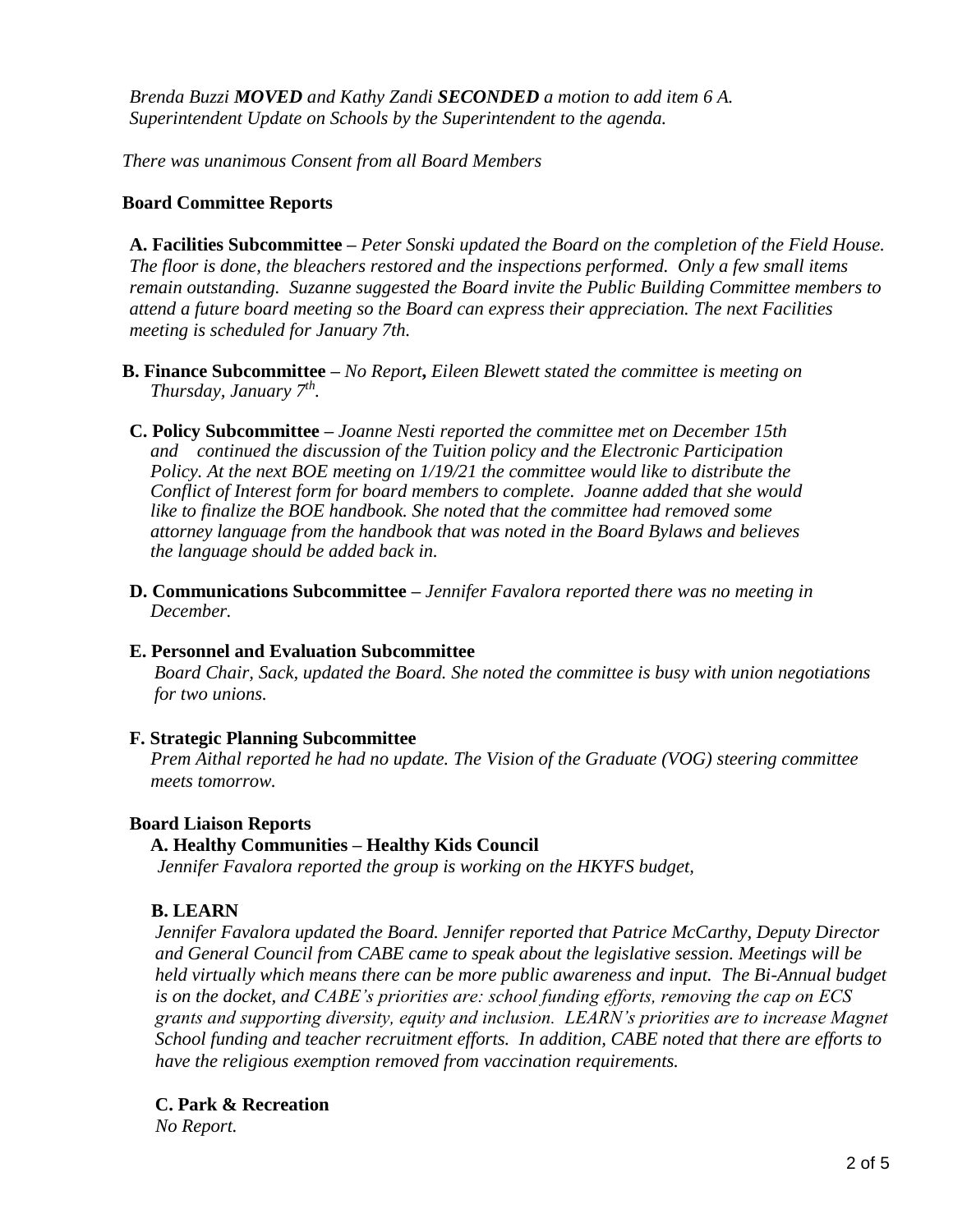*Brenda Buzzi **MOVED** and Kathy Zandi **SECONDED** a motion to add item 6 A. Superintendent Update on Schools by the Superintendent to the agenda.*

*There was unanimous Consent from all Board Members*

**Board Committee Reports**

**A. Facilities Subcommittee –** *Peter Sonski updated the Board on the completion of the Field House. The floor is done, the bleachers restored and the inspections performed. Only a few small items remain outstanding. Suzanne suggested the Board invite the Public Building Committee members to attend a future board meeting so the Board can express their appreciation. The next Facilities meeting is scheduled for January 7th.*

**B. Finance Subcommittee –** *No Report***,** *Eileen Blewett stated the committee is meeting on Thursday, January 7th.*

**C. Policy Subcommittee –** *Joanne Nesti reported the committee met on December 15th and continued the discussion of the Tuition policy and the Electronic Participation Policy. At the next BOE meeting on 1/19/21 the committee would like to distribute the Conflict of Interest form for board members to complete. Joanne added that she would like to finalize the BOE handbook. She noted that the committee had removed some attorney language from the handbook that was noted in the Board Bylaws and believes the language should be added back in.*

**D. Communications Subcommittee –** *Jennifer Favalora reported there was no meeting in December.*

**E. Personnel and Evaluation Subcommittee**

*Board Chair, Sack, updated the Board. She noted the committee is busy with union negotiations for two unions.*

**F. Strategic Planning Subcommittee**

*Prem Aithal reported he had no update. The Vision of the Graduate (VOG) steering committee meets tomorrow.*

**Board Liaison Reports**

**A. Healthy Communities – Healthy Kids Council**

*Jennifer Favalora reported the group is working on the HKYFS budget,*

**B. LEARN**

*Jennifer Favalora updated the Board. Jennifer reported that Patrice McCarthy, Deputy Director and General Council from CABE came to speak about the legislative session. Meetings will be held virtually which means there can be more public awareness and input. The Bi-Annual budget is on the docket, and CABE's priorities are: school funding efforts, removing the cap on ECS grants and supporting diversity, equity and inclusion. LEARN's priorities are to increase Magnet School funding and teacher recruitment efforts. In addition, CABE noted that there are efforts to have the religious exemption removed from vaccination requirements.*

**C. Park & Recreation**

*No Report.*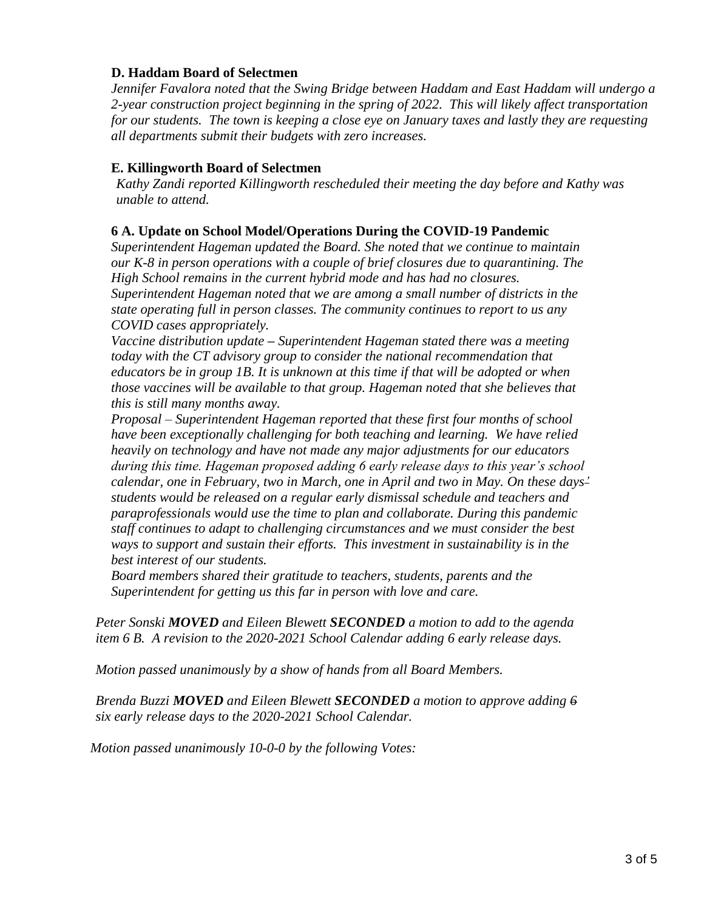**D. Haddam Board of Selectmen**

*Jennifer Favalora noted that the Swing Bridge between Haddam and East Haddam will undergo a 2-year construction project beginning in the spring of 2022. This will likely affect transportation for our students. The town is keeping a close eye on January taxes and lastly they are requesting all departments submit their budgets with zero increases.*

**E. Killingworth Board of Selectmen**

*Kathy Zandi reported Killingworth rescheduled their meeting the day before and Kathy was unable to attend.*

**6 A. Update on School Model/Operations During the COVID-19 Pandemic**

*Superintendent Hageman updated the Board. She noted that we continue to maintain our K-8 in person operations with a couple of brief closures due to quarantining. The High School remains in the current hybrid mode and has had no closures. Superintendent Hageman noted that we are among a small number of districts in the state operating full in person classes. The community continues to report to us any COVID cases appropriately.*

*Vaccine distribution update – Superintendent Hageman stated there was a meeting today with the CT advisory group to consider the national recommendation that educators be in group 1B. It is unknown at this time if that will be adopted or when those vaccines will be available to that group. Hageman noted that she believes that this is still many months away.*

*Proposal – Superintendent Hageman reported that these first four months of school have been exceptionally challenging for both teaching and learning. We have relied heavily on technology and have not made any major adjustments for our educators during this time. Hageman proposed adding 6 early release days to this year's school calendar, one in February, two in March, one in April and two in May. On these days, students would be released on a regular early dismissal schedule and teachers and paraprofessionals would use the time to plan and collaborate. During this pandemic staff continues to adapt to challenging circumstances and we must consider the best ways to support and sustain their efforts. This investment in sustainability is in the best interest of our students.*

*Board members shared their gratitude to teachers, students, parents and the Superintendent for getting us this far in person with love and care.*

*Peter Sonski* ***MOVED*** *and Eileen Blewett* ***SECONDED*** *a motion to add to the agenda item 6 B. A revision to the 2020-2021 School Calendar adding 6 early release days.*

*Motion passed unanimously by a show of hands from all Board Members.*

*Brenda Buzzi* ***MOVED*** *and Eileen Blewett* ***SECONDED*** *a motion to approve adding ~~6~~ six early release days to the 2020-2021 School Calendar.*

*Motion passed unanimously 10-0-0 by the following Votes:*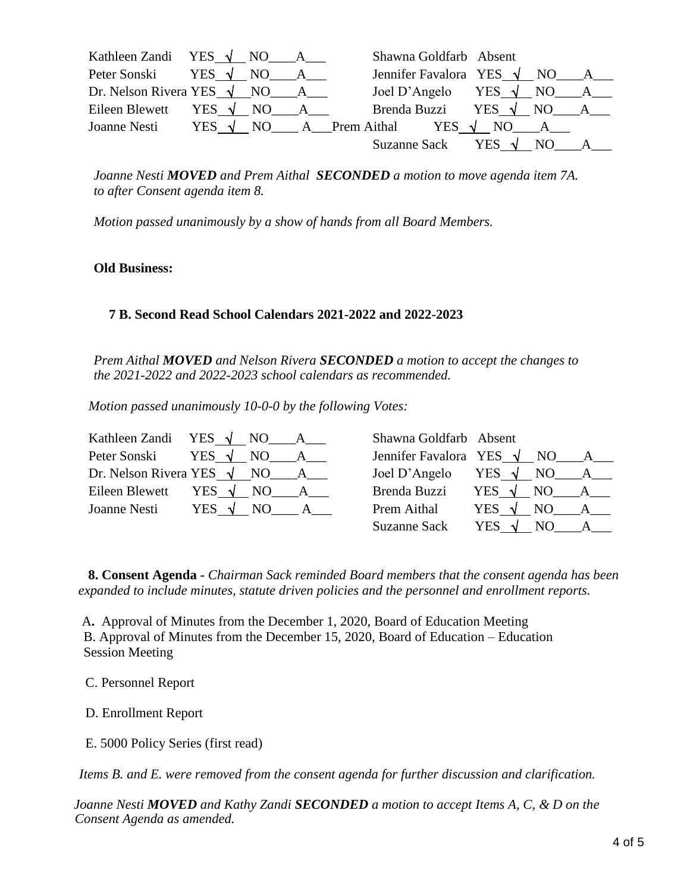| | |
|---|---|
| Kathleen Zandi YES √ NO\_\_\_\_A\_\_\_ | Shawna Goldfarb Absent |
| Peter Sonski YES √ NO\_\_\_\_A\_\_\_ | Jennifer Favalora YES √ NO\_\_\_\_A\_\_\_ |
| Dr. Nelson Rivera YES √ NO\_\_\_\_A\_\_\_ | Joel D'Angelo YES √ NO\_\_\_\_A\_\_\_ |
| Eileen Blewett YES √ NO\_\_\_\_A\_\_\_ | Brenda Buzzi YES √ NO\_\_\_\_A\_\_\_ |
| Joanne Nesti YES √ NO\_\_\_\_A\_\_\_ | Prem Aithal YES √ NO\_\_\_\_A\_\_\_ |
| | Suzanne Sack YES √ NO\_\_\_\_A\_\_\_ |

*Joanne Nesti **MOVED** and Prem Aithal **SECONDED** a motion to move agenda item 7A. to after Consent agenda item 8.*

*Motion passed unanimously by a show of hands from all Board Members.*

**Old Business:**

**7 B. Second Read School Calendars 2021-2022 and 2022-2023**

*Prem Aithal **MOVED** and Nelson Rivera **SECONDED** a motion to accept the changes to the 2021-2022 and 2022-2023 school calendars as recommended.*

*Motion passed unanimously 10-0-0 by the following Votes:*

| | |
|---|---|
| Kathleen Zandi YES √ NO\_\_\_\_A\_\_\_ | Shawna Goldfarb Absent |
| Peter Sonski YES √ NO\_\_\_\_A\_\_\_ | Jennifer Favalora YES √ NO\_\_\_\_A\_\_\_ |
| Dr. Nelson Rivera YES √ NO\_\_\_\_A\_\_\_ | Joel D'Angelo YES √ NO\_\_\_\_A\_\_\_ |
| Eileen Blewett YES √ NO\_\_\_\_A\_\_\_ | Brenda Buzzi YES √ NO\_\_\_\_A\_\_\_ |
| Joanne Nesti YES √ NO\_\_\_\_A\_\_\_ | Prem Aithal YES √ NO\_\_\_\_A\_\_\_ |
| | Suzanne Sack YES √ NO\_\_\_\_A\_\_\_ |

**8. Consent Agenda -** *Chairman Sack reminded Board members that the consent agenda has been expanded to include minutes, statute driven policies and the personnel and enrollment reports.*

A. Approval of Minutes from the December 1, 2020, Board of Education Meeting
B. Approval of Minutes from the December 15, 2020, Board of Education – Education Session Meeting

C. Personnel Report

D. Enrollment Report

E. 5000 Policy Series (first read)

*Items B. and E. were removed from the consent agenda for further discussion and clarification.*

*Joanne Nesti **MOVED** and Kathy Zandi **SECONDED** a motion to accept Items A, C, & D on the Consent Agenda as amended.*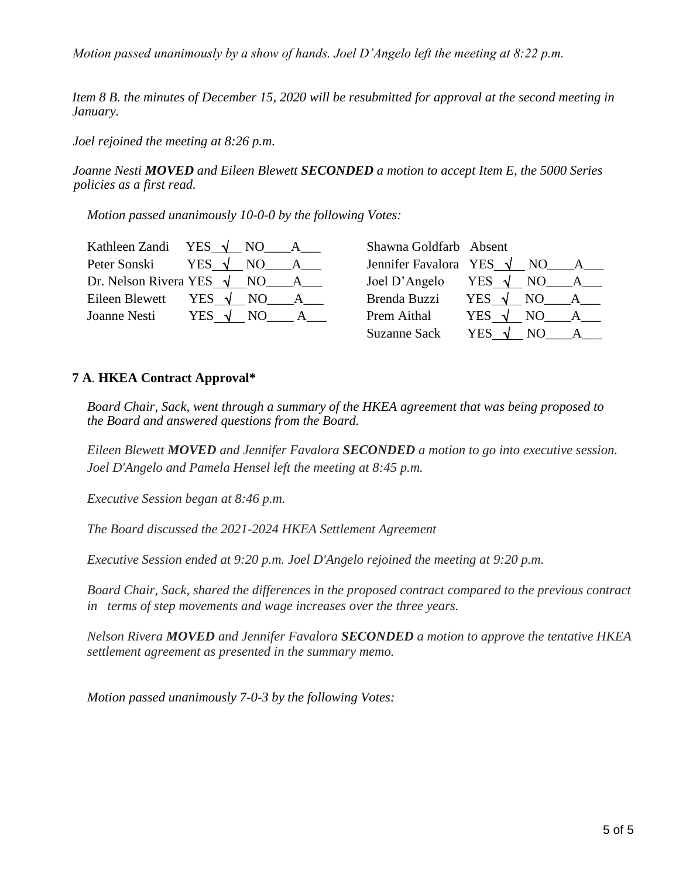*Motion passed unanimously by a show of hands. Joel D'Angelo left the meeting at 8:22 p.m.*

*Item 8 B. the minutes of December 15, 2020 will be resubmitted for approval at the second meeting in January.*

*Joel rejoined the meeting at 8:26 p.m.*

*Joanne Nesti **MOVED** and Eileen Blewett **SECONDED** a motion to accept Item E, the 5000 Series policies as a first read.*

*Motion passed unanimously 10-0-0 by the following Votes:*

| Name | Vote | Name | Vote |
|---|---|---|---|
| Kathleen Zandi | YES √ NO____A___ | Shawna Goldfarb | Absent |
| Peter Sonski | YES √ NO____A___ | Jennifer Favalora | YES √ NO____A___ |
| Dr. Nelson Rivera | YES √ NO____A___ | Joel D'Angelo | YES √ NO____A___ |
| Eileen Blewett | YES √ NO____A___ | Brenda Buzzi | YES √ NO____A___ |
| Joanne Nesti | YES √ NO____A___ | Prem Aithal | YES √ NO____A___ |
| | | Suzanne Sack | YES √ NO____A___ |

### 7 A. HKEA Contract Approval*

*Board Chair, Sack, went through a summary of the HKEA agreement that was being proposed to the Board and answered questions from the Board.*

*Eileen Blewett **MOVED** and Jennifer Favalora **SECONDED** a motion to go into executive session. Joel D'Angelo and Pamela Hensel left the meeting at 8:45 p.m.*

*Executive Session began at 8:46 p.m.*

*The Board discussed the 2021-2024 HKEA Settlement Agreement*

*Executive Session ended at 9:20 p.m. Joel D'Angelo rejoined the meeting at 9:20 p.m.*

*Board Chair, Sack, shared the differences in the proposed contract compared to the previous contract in terms of step movements and wage increases over the three years.*

*Nelson Rivera **MOVED** and Jennifer Favalora **SECONDED** a motion to approve the tentative HKEA settlement agreement as presented in the summary memo.*

*Motion passed unanimously 7-0-3 by the following Votes:*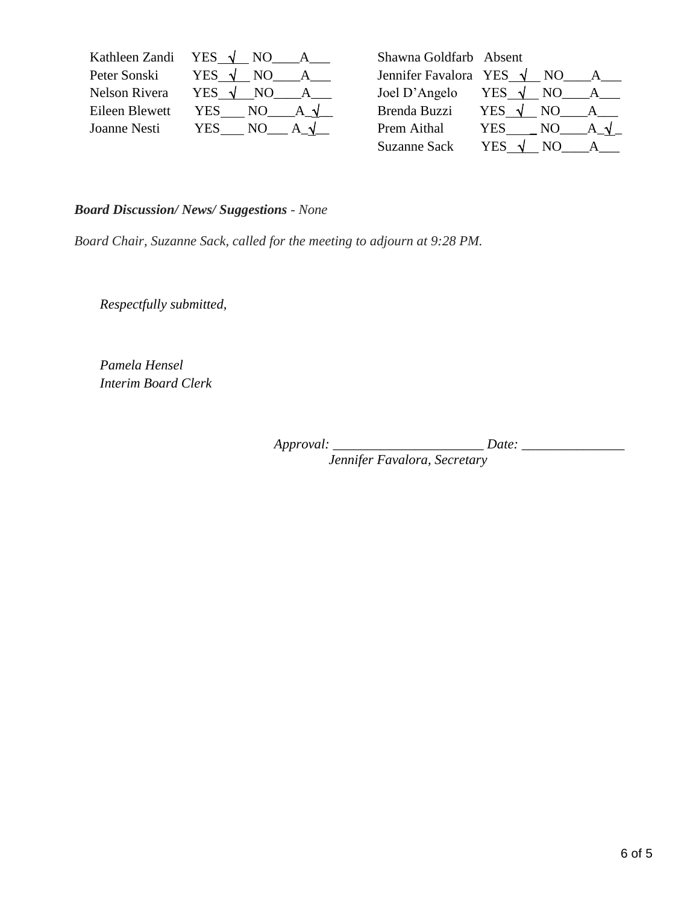| | | | |
|---|---|---|---|
| Kathleen Zandi | YES √ NO___A___ | Shawna Goldfarb | Absent |
| Peter Sonski | YES √ NO___A___ | Jennifer Favalora | YES √ NO___A___ |
| Nelson Rivera | YES √ NO___A___ | Joel D'Angelo | YES √ NO___A___ |
| Eileen Blewett | YES___ NO___A √ | Brenda Buzzi | YES √ NO___A___ |
| Joanne Nesti | YES___ NO___ A √ | Prem Aithal | YES___ NO___A √ |
| | | Suzanne Sack | YES √ NO___A___ |

***Board Discussion/ News/ Suggestions*** *- None*

*Board Chair, Suzanne Sack, called for the meeting to adjourn at 9:28 PM.*

*Respectfully submitted,*

*Pamela Hensel*
*Interim Board Clerk*

*Approval:* ______________________ *Date:* _______________
*Jennifer Favalora, Secretary*